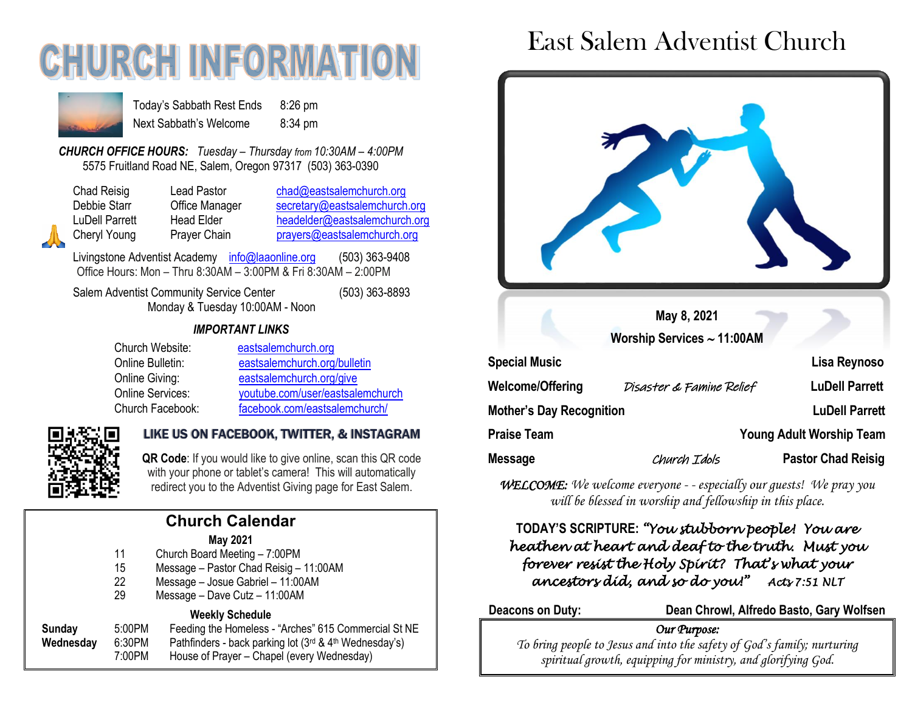# CHURCH INFORMATION

| | |
|---|---|
| Today's Sabbath Rest Ends | 8:26 pm |
| Next Sabbath's Welcome | 8:34 pm |

***CHURCH OFFICE HOURS:*** *Tuesday – Thursday from 10:30AM – 4:00PM*
5575 Fruitland Road NE, Salem, Oregon 97317 (503) 363-0390

| | | |
|---|---|---|
| Chad Reisig | Lead Pastor | chad@eastsalemchurch.org |
| Debbie Starr | Office Manager | secretary@eastsalemchurch.org |
| LuDell Parrett | Head Elder | headelder@eastsalemchurch.org |
| Cheryl Young | Prayer Chain | prayers@eastsalemchurch.org |

Livingstone Adventist Academy info@laaonline.org (503) 363-9408
Office Hours: Mon – Thru 8:30AM – 3:00PM & Fri 8:30AM – 2:00PM

Salem Adventist Community Service Center (503) 363-8893
Monday & Tuesday 10:00AM - Noon

### *IMPORTANT LINKS*

| | |
|---|---|
| Church Website: | eastsalemchurch.org |
| Online Bulletin: | eastsalemchurch.org/bulletin |
| Online Giving: | eastsalemchurch.org/give |
| Online Services: | youtube.com/user/eastsalemchurch |
| Church Facebook: | facebook.com/eastsalemchurch/ |

**LIKE US ON FACEBOOK, TWITTER, & INSTAGRAM**

**QR Code**: If you would like to give online, scan this QR code with your phone or tablet's camera! This will automatically redirect you to the Adventist Giving page for East Salem.

## Church Calendar

**May 2021**

| | |
|---|---|
| 11 | Church Board Meeting – 7:00PM |
| 15 | Message – Pastor Chad Reisig – 11:00AM |
| 22 | Message – Josue Gabriel – 11:00AM |
| 29 | Message – Dave Cutz – 11:00AM |

**Weekly Schedule**

| | | |
|---|---|---|
| **Sunday** | 5:00PM | Feeding the Homeless - "Arches" 615 Commercial St NE |
| **Wednesday** | 6:30PM | Pathfinders - back parking lot (3rd & 4th Wednesday's) |
| | 7:00PM | House of Prayer – Chapel (every Wednesday) |

# East Salem Adventist Church

**May 8, 2021**
**Worship Services ~ 11:00AM**

| | | |
|---|---|---|
| **Special Music** | | **Lisa Reynoso** |
| **Welcome/Offering** | *Disaster & Famine Relief* | **LuDell Parrett** |
| **Mother's Day Recognition** | | **LuDell Parrett** |
| **Praise Team** | | **Young Adult Worship Team** |
| **Message** | *Church Idols* | **Pastor Chad Reisig** |

***WELCOME:*** *We welcome everyone - - especially our guests! We pray you will be blessed in worship and fellowship in this place.*

**TODAY'S SCRIPTURE:** ***"You stubborn people! You are heathen at heart and deaf to the truth. Must you forever resist the Holy Spirit? That's what your ancestors did, and so do you!"*** *Acts 7:51 NLT*

**Deacons on Duty:** **Dean Chrowl, Alfredo Basto, Gary Wolfsen**

*Our Purpose:*
*To bring people to Jesus and into the safety of God's family; nurturing spiritual growth, equipping for ministry, and glorifying God.*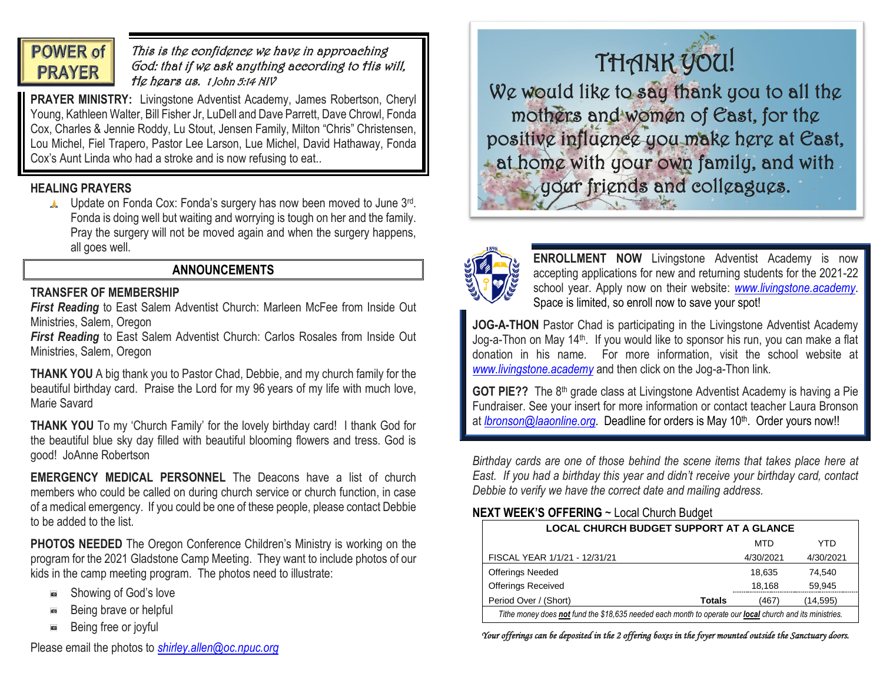**POWER of PRAYER**

*This is the confidence we have in approaching God: that if we ask anything according to His will, He hears us. 1 John 5:14 NIV*

**PRAYER MINISTRY:** Livingstone Adventist Academy, James Robertson, Cheryl Young, Kathleen Walter, Bill Fisher Jr, LuDell and Dave Parrett, Dave Chrowl, Fonda Cox, Charles & Jennie Roddy, Lu Stout, Jensen Family, Milton "Chris" Christensen, Lou Michel, Fiel Trapero, Pastor Lee Larson, Lue Michel, David Hathaway, Fonda Cox's Aunt Linda who had a stroke and is now refusing to eat..

## HEALING PRAYERS

- Update on Fonda Cox: Fonda's surgery has now been moved to June 3rd. Fonda is doing well but waiting and worrying is tough on her and the family. Pray the surgery will not be moved again and when the surgery happens, all goes well.

## ANNOUNCEMENTS

**TRANSFER OF MEMBERSHIP**

***First Reading*** to East Salem Adventist Church: Marleen McFee from Inside Out Ministries, Salem, Oregon

***First Reading*** to East Salem Adventist Church: Carlos Rosales from Inside Out Ministries, Salem, Oregon

**THANK YOU** A big thank you to Pastor Chad, Debbie, and my church family for the beautiful birthday card. Praise the Lord for my 96 years of my life with much love, Marie Savard

**THANK YOU** To my 'Church Family' for the lovely birthday card! I thank God for the beautiful blue sky day filled with beautiful blooming flowers and tress. God is good! JoAnne Robertson

**EMERGENCY MEDICAL PERSONNEL** The Deacons have a list of church members who could be called on during church service or church function, in case of a medical emergency. If you could be one of these people, please contact Debbie to be added to the list.

**PHOTOS NEEDED** The Oregon Conference Children's Ministry is working on the program for the 2021 Gladstone Camp Meeting. They want to include photos of our kids in the camp meeting program. The photos need to illustrate:

- Showing of God's love
- Being brave or helpful
- Being free or joyful

Please email the photos to *shirley.allen@oc.npuc.org*

# THANK YOU!

We would like to say thank you to all the mothers and women of East, for the positive influence you make here at East, at home with your own family, and with your friends and colleagues.

**ENROLLMENT NOW** Livingstone Adventist Academy is now accepting applications for new and returning students for the 2021-22 school year. Apply now on their website: *www.livingstone.academy*. Space is limited, so enroll now to save your spot!

**JOG-A-THON** Pastor Chad is participating in the Livingstone Adventist Academy Jog-a-Thon on May 14th. If you would like to sponsor his run, you can make a flat donation in his name. For more information, visit the school website at *www.livingstone.academy* and then click on the Jog-a-Thon link.

**GOT PIE??** The 8th grade class at Livingstone Adventist Academy is having a Pie Fundraiser. See your insert for more information or contact teacher Laura Bronson at *lbronson@laaonline.org*. Deadline for orders is May 10th. Order yours now!!

*Birthday cards are one of those behind the scene items that takes place here at East. If you had a birthday this year and didn't receive your birthday card, contact Debbie to verify we have the correct date and mailing address.*

**NEXT WEEK'S OFFERING** ~ Local Church Budget

| LOCAL CHURCH BUDGET SUPPORT AT A GLANCE | | | |
|---|---|---|---|
| | | MTD | YTD |
| FISCAL YEAR 1/1/21 - 12/31/21 | | 4/30/2021 | 4/30/2021 |
| Offerings Needed | | 18,635 | 74,540 |
| Offerings Received | | 18,168 | 59,945 |
| Period Over / (Short) | **Totals** | (467) | (14,595) |

*Tithe money does **not** fund the $18,635 needed each month to operate our **local** church and its ministries.*

*Your offerings can be deposited in the 2 offering boxes in the foyer mounted outside the Sanctuary doors.*